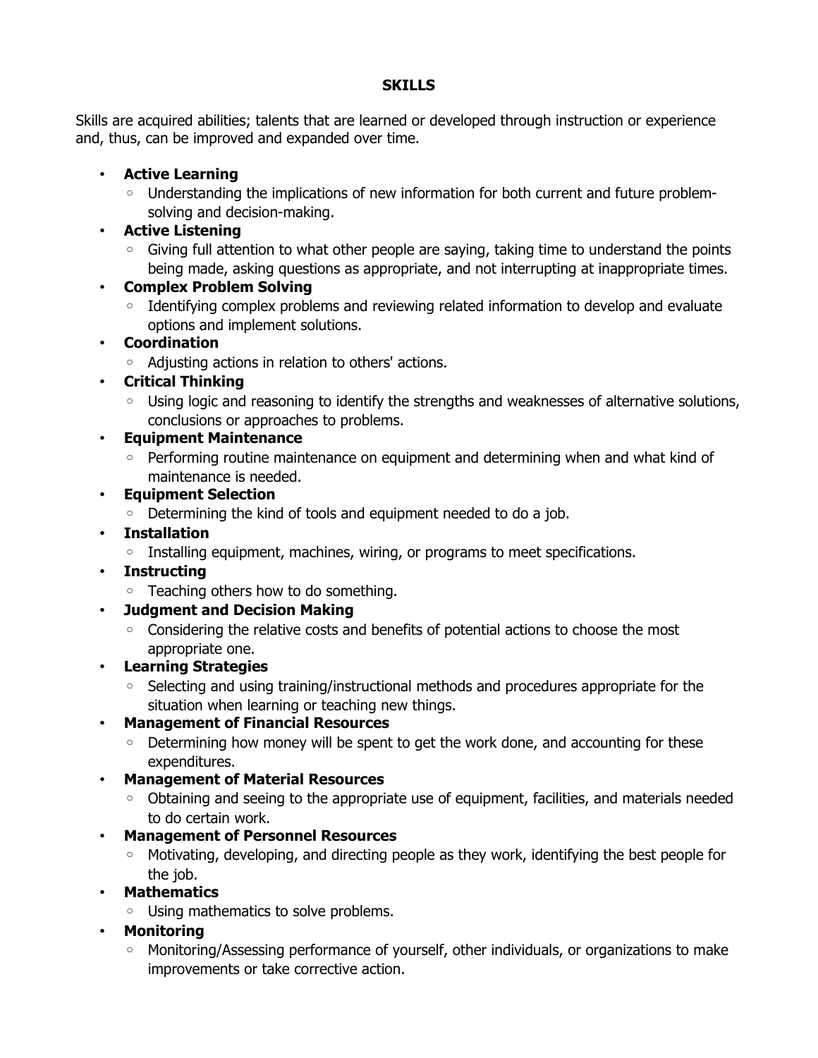# SKILLS

Skills are acquired abilities; talents that are learned or developed through instruction or experience and, thus, can be improved and expanded over time.

- **Active Learning**
  - Understanding the implications of new information for both current and future problem-solving and decision-making.
- **Active Listening**
  - Giving full attention to what other people are saying, taking time to understand the points being made, asking questions as appropriate, and not interrupting at inappropriate times.
- **Complex Problem Solving**
  - Identifying complex problems and reviewing related information to develop and evaluate options and implement solutions.
- **Coordination**
  - Adjusting actions in relation to others' actions.
- **Critical Thinking**
  - Using logic and reasoning to identify the strengths and weaknesses of alternative solutions, conclusions or approaches to problems.
- **Equipment Maintenance**
  - Performing routine maintenance on equipment and determining when and what kind of maintenance is needed.
- **Equipment Selection**
  - Determining the kind of tools and equipment needed to do a job.
- **Installation**
  - Installing equipment, machines, wiring, or programs to meet specifications.
- **Instructing**
  - Teaching others how to do something.
- **Judgment and Decision Making**
  - Considering the relative costs and benefits of potential actions to choose the most appropriate one.
- **Learning Strategies**
  - Selecting and using training/instructional methods and procedures appropriate for the situation when learning or teaching new things.
- **Management of Financial Resources**
  - Determining how money will be spent to get the work done, and accounting for these expenditures.
- **Management of Material Resources**
  - Obtaining and seeing to the appropriate use of equipment, facilities, and materials needed to do certain work.
- **Management of Personnel Resources**
  - Motivating, developing, and directing people as they work, identifying the best people for the job.
- **Mathematics**
  - Using mathematics to solve problems.
- **Monitoring**
  - Monitoring/Assessing performance of yourself, other individuals, or organizations to make improvements or take corrective action.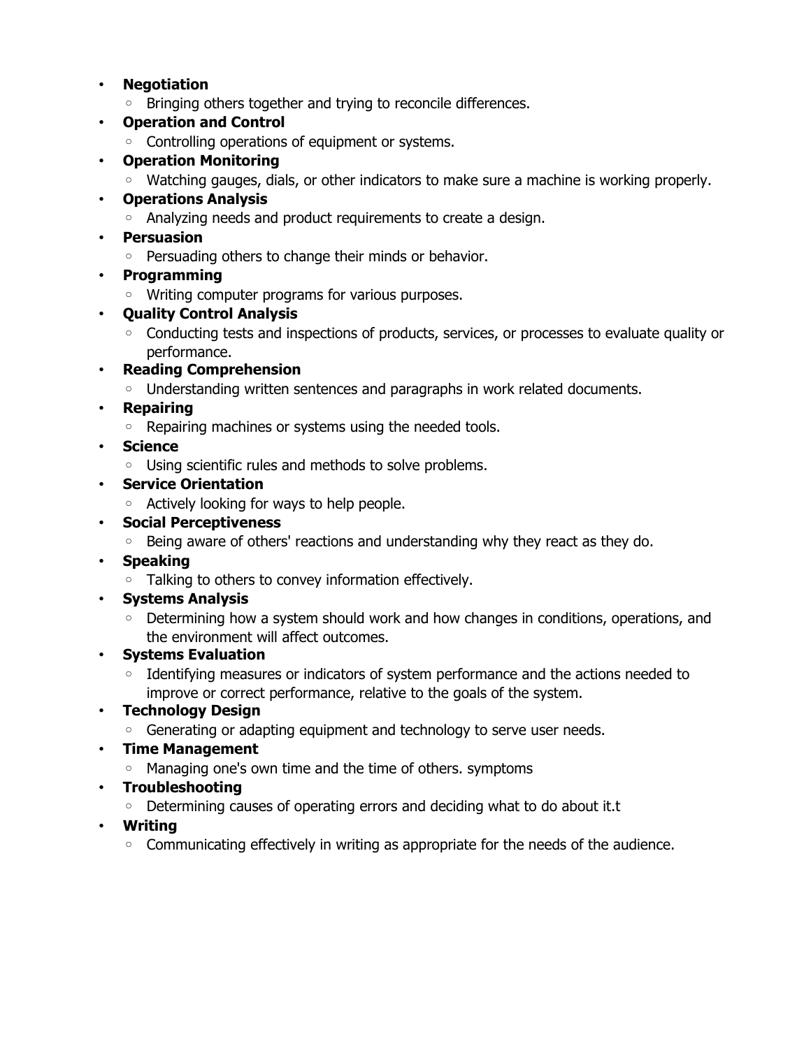- **Negotiation**
  - Bringing others together and trying to reconcile differences.
- **Operation and Control**
  - Controlling operations of equipment or systems.
- **Operation Monitoring**
  - Watching gauges, dials, or other indicators to make sure a machine is working properly.
- **Operations Analysis**
  - Analyzing needs and product requirements to create a design.
- **Persuasion**
  - Persuading others to change their minds or behavior.
- **Programming**
  - Writing computer programs for various purposes.
- **Quality Control Analysis**
  - Conducting tests and inspections of products, services, or processes to evaluate quality or performance.
- **Reading Comprehension**
  - Understanding written sentences and paragraphs in work related documents.
- **Repairing**
  - Repairing machines or systems using the needed tools.
- **Science**
  - Using scientific rules and methods to solve problems.
- **Service Orientation**
  - Actively looking for ways to help people.
- **Social Perceptiveness**
  - Being aware of others' reactions and understanding why they react as they do.
- **Speaking**
  - Talking to others to convey information effectively.
- **Systems Analysis**
  - Determining how a system should work and how changes in conditions, operations, and the environment will affect outcomes.
- **Systems Evaluation**
  - Identifying measures or indicators of system performance and the actions needed to improve or correct performance, relative to the goals of the system.
- **Technology Design**
  - Generating or adapting equipment and technology to serve user needs.
- **Time Management**
  - Managing one's own time and the time of others. symptoms
- **Troubleshooting**
  - Determining causes of operating errors and deciding what to do about it.t
- **Writing**
  - Communicating effectively in writing as appropriate for the needs of the audience.